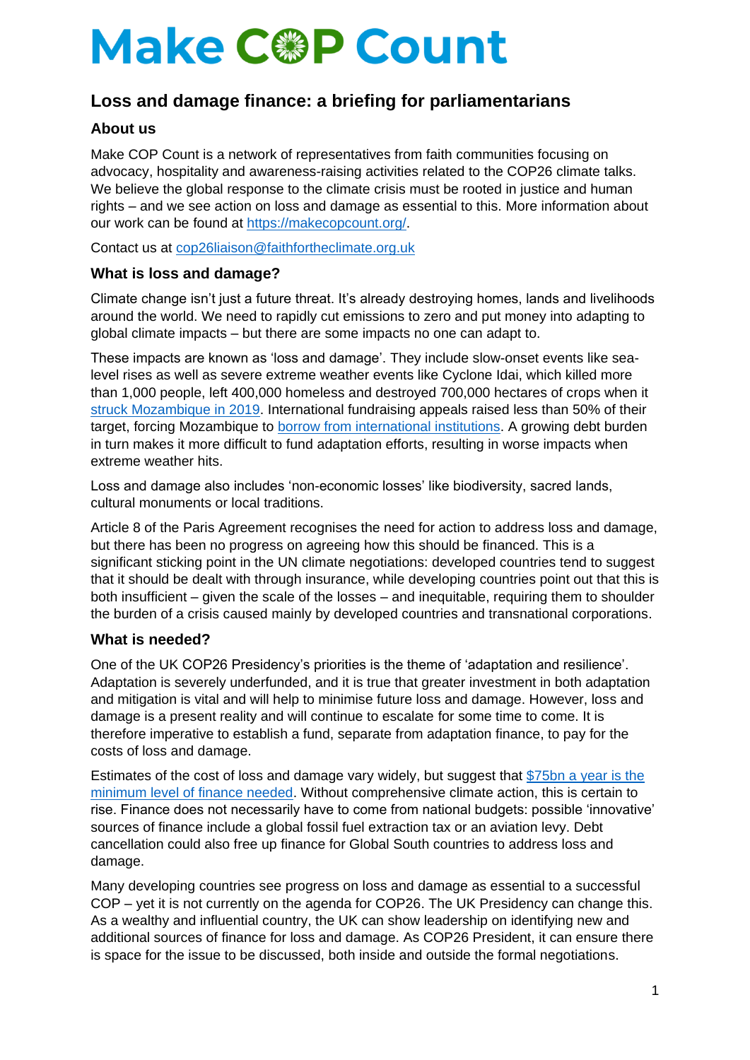# Make COP Count

## Loss and damage finance: a briefing for parliamentarians

### About us

Make COP Count is a network of representatives from faith communities focusing on advocacy, hospitality and awareness-raising activities related to the COP26 climate talks. We believe the global response to the climate crisis must be rooted in justice and human rights – and we see action on loss and damage as essential to this. More information about our work can be found at [https://makecopcount.org/](https://makecopcount.org/).

Contact us at [cop26liaison@faithfortheclimate.org.uk](mailto:cop26liaison@faithfortheclimate.org.uk)

### What is loss and damage?

Climate change isn't just a future threat. It's already destroying homes, lands and livelihoods around the world. We need to rapidly cut emissions to zero and put money into adapting to global climate impacts – but there are some impacts no one can adapt to.

These impacts are known as 'loss and damage'. They include slow-onset events like sea-level rises as well as severe extreme weather events like Cyclone Idai, which killed more than 1,000 people, left 400,000 homeless and destroyed 700,000 hectares of crops when it struck Mozambique in 2019. International fundraising appeals raised less than 50% of their target, forcing Mozambique to borrow from international institutions. A growing debt burden in turn makes it more difficult to fund adaptation efforts, resulting in worse impacts when extreme weather hits.

Loss and damage also includes 'non-economic losses' like biodiversity, sacred lands, cultural monuments or local traditions.

Article 8 of the Paris Agreement recognises the need for action to address loss and damage, but there has been no progress on agreeing how this should be financed. This is a significant sticking point in the UN climate negotiations: developed countries tend to suggest that it should be dealt with through insurance, while developing countries point out that this is both insufficient – given the scale of the losses – and inequitable, requiring them to shoulder the burden of a crisis caused mainly by developed countries and transnational corporations.

### What is needed?

One of the UK COP26 Presidency's priorities is the theme of 'adaptation and resilience'. Adaptation is severely underfunded, and it is true that greater investment in both adaptation and mitigation is vital and will help to minimise future loss and damage. However, loss and damage is a present reality and will continue to escalate for some time to come. It is therefore imperative to establish a fund, separate from adaptation finance, to pay for the costs of loss and damage.

Estimates of the cost of loss and damage vary widely, but suggest that $75bn a year is the minimum level of finance needed. Without comprehensive climate action, this is certain to rise. Finance does not necessarily have to come from national budgets: possible 'innovative' sources of finance include a global fossil fuel extraction tax or an aviation levy. Debt cancellation could also free up finance for Global South countries to address loss and damage.

Many developing countries see progress on loss and damage as essential to a successful COP – yet it is not currently on the agenda for COP26. The UK Presidency can change this. As a wealthy and influential country, the UK can show leadership on identifying new and additional sources of finance for loss and damage. As COP26 President, it can ensure there is space for the issue to be discussed, both inside and outside the formal negotiations.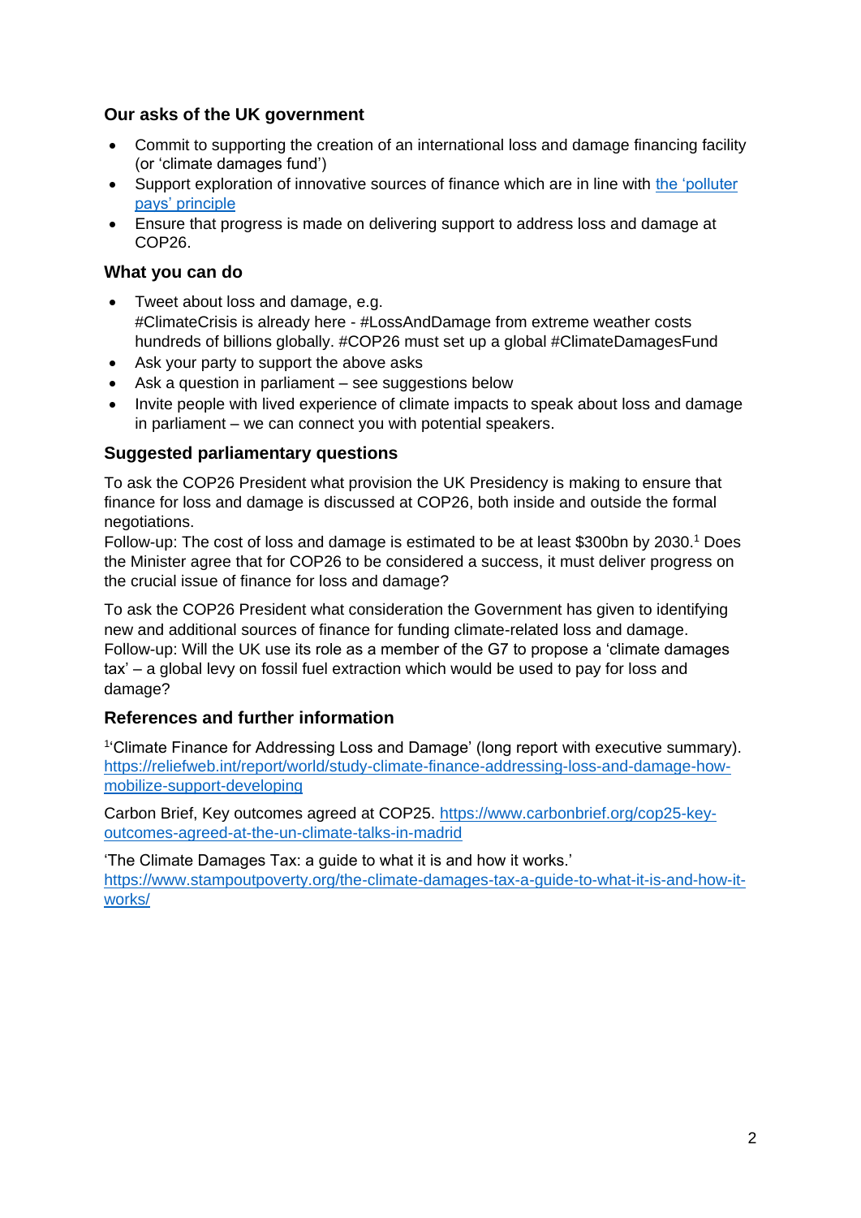## Our asks of the UK government

- Commit to supporting the creation of an international loss and damage financing facility (or 'climate damages fund')
- Support exploration of innovative sources of finance which are in line with [the 'polluter pays' principle]()
- Ensure that progress is made on delivering support to address loss and damage at COP26.

## What you can do

- Tweet about loss and damage, e.g.
  #ClimateCrisis is already here - #LossAndDamage from extreme weather costs hundreds of billions globally. #COP26 must set up a global #ClimateDamagesFund
- Ask your party to support the above asks
- Ask a question in parliament – see suggestions below
- Invite people with lived experience of climate impacts to speak about loss and damage in parliament – we can connect you with potential speakers.

## Suggested parliamentary questions

To ask the COP26 President what provision the UK Presidency is making to ensure that finance for loss and damage is discussed at COP26, both inside and outside the formal negotiations.
Follow-up: The cost of loss and damage is estimated to be at least $300bn by 2030.[1] Does the Minister agree that for COP26 to be considered a success, it must deliver progress on the crucial issue of finance for loss and damage?

To ask the COP26 President what consideration the Government has given to identifying new and additional sources of finance for funding climate-related loss and damage.
Follow-up: Will the UK use its role as a member of the G7 to propose a 'climate damages tax' – a global levy on fossil fuel extraction which would be used to pay for loss and damage?

## References and further information

[1]'Climate Finance for Addressing Loss and Damage' (long report with executive summary). https://reliefweb.int/report/world/study-climate-finance-addressing-loss-and-damage-how-mobilize-support-developing

Carbon Brief, Key outcomes agreed at COP25. https://www.carbonbrief.org/cop25-key-outcomes-agreed-at-the-un-climate-talks-in-madrid

'The Climate Damages Tax: a guide to what it is and how it works.' https://www.stampoutpoverty.org/the-climate-damages-tax-a-guide-to-what-it-is-and-how-it-works/